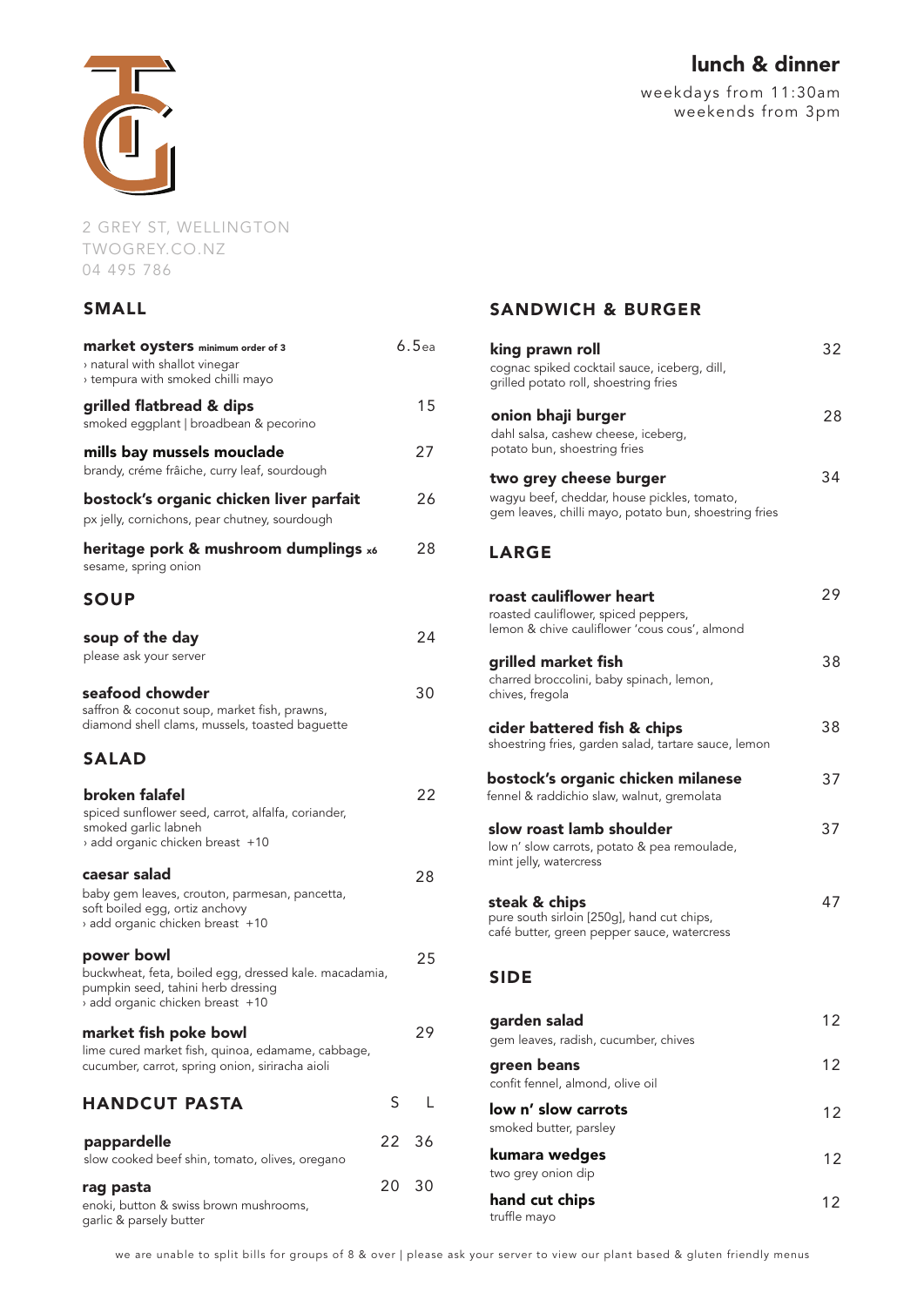# lunch & dinner

weekdays from 11:30am
weekends from 3pm

2 GREY ST, WELLINGTON
TWOGREY.CO.NZ
04 495 786

## SMALL

**market oysters** minimum order of 3 — 6.5ea
› natural with shallot vinegar
› tempura with smoked chilli mayo

**grilled flatbread & dips** — 15
smoked eggplant | broadbean & pecorino

**mills bay mussels mouclade** — 27
brandy, créme frâiche, curry leaf, sourdough

**bostock's organic chicken liver parfait** — 26
px jelly, cornichons, pear chutney, sourdough

**heritage pork & mushroom dumplings** x6 — 28
sesame, spring onion

## SOUP

**soup of the day** — 24
please ask your server

**seafood chowder** — 30
saffron & coconut soup, market fish, prawns, diamond shell clams, mussels, toasted baguette

## SALAD

**broken falafel** — 22
spiced sunflower seed, carrot, alfalfa, coriander, smoked garlic labneh
› add organic chicken breast +10

**caesar salad** — 28
baby gem leaves, crouton, parmesan, pancetta, soft boiled egg, ortiz anchovy
› add organic chicken breast +10

**power bowl** — 25
buckwheat, feta, boiled egg, dressed kale. macadamia, pumpkin seed, tahini herb dressing
› add organic chicken breast +10

**market fish poke bowl** — 29
lime cured market fish, quinoa, edamame, cabbage, cucumber, carrot, spring onion, siriracha aioli

## HANDCUT PASTA

| | S | L |
|---|---|---|
| **pappardelle**<br>slow cooked beef shin, tomato, olives, oregano | 22 | 36 |
| **rag pasta**<br>enoki, button & swiss brown mushrooms, garlic & parsely butter | 20 | 30 |

## SANDWICH & BURGER

**king prawn roll** — 32
cognac spiked cocktail sauce, iceberg, dill, grilled potato roll, shoestring fries

**onion bhaji burger** — 28
dahl salsa, cashew cheese, iceberg, potato bun, shoestring fries

**two grey cheese burger** — 34
wagyu beef, cheddar, house pickles, tomato, gem leaves, chilli mayo, potato bun, shoestring fries

## LARGE

**roast cauliflower heart** — 29
roasted cauliflower, spiced peppers, lemon & chive cauliflower 'cous cous', almond

**grilled market fish** — 38
charred broccolini, baby spinach, lemon, chives, fregola

**cider battered fish & chips** — 38
shoestring fries, garden salad, tartare sauce, lemon

**bostock's organic chicken milanese** — 37
fennel & raddichio slaw, walnut, gremolata

**slow roast lamb shoulder** — 37
low n' slow carrots, potato & pea remoulade, mint jelly, watercress

**steak & chips** — 47
pure south sirloin [250g], hand cut chips, café butter, green pepper sauce, watercress

## SIDE

**garden salad** — 12
gem leaves, radish, cucumber, chives

**green beans** — 12
confit fennel, almond, olive oil

**low n' slow carrots** — 12
smoked butter, parsley

**kumara wedges** — 12
two grey onion dip

**hand cut chips** — 12
truffle mayo

we are unable to split bills for groups of 8 & over | please ask your server to view our plant based & gluten friendly menus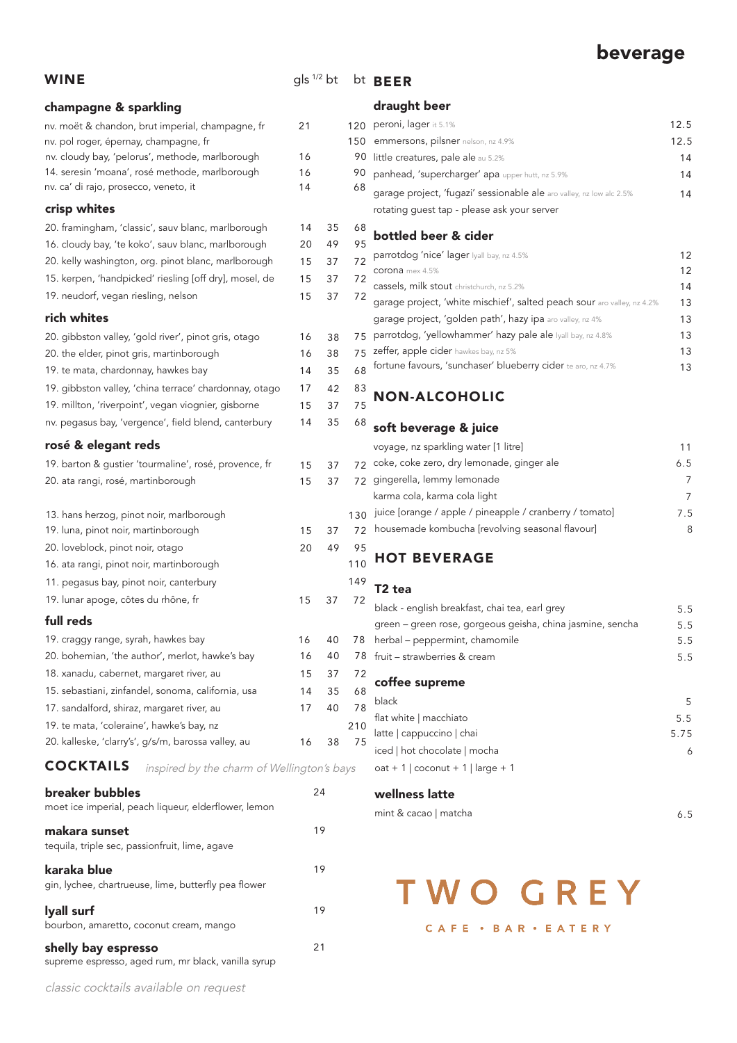# beverage

## WINE

| | gls | 1/2 bt | bt |
|---|---|---|---|
| **champagne & sparkling** | | | |
| nv. moët & chandon, brut imperial, champagne, fr | 21 | | 120 |
| nv. pol roger, épernay, champagne, fr | | | 150 |
| nv. cloudy bay, 'pelorus', methode, marlborough | 16 | | 90 |
| 14. seresin 'moana', rosé methode, marlborough | 16 | | 90 |
| nv. ca' di rajo, prosecco, veneto, it | 14 | | 68 |
| **crisp whites** | | | |
| 20. framingham, 'classic', sauv blanc, marlborough | 14 | 35 | 68 |
| 16. cloudy bay, 'te koko', sauv blanc, marlborough | 20 | 49 | 95 |
| 20. kelly washington, org. pinot blanc, marlborough | 15 | 37 | 72 |
| 15. kerpen, 'handpicked' riesling [off dry], mosel, de | 15 | 37 | 72 |
| 19. neudorf, vegan riesling, nelson | 15 | 37 | 72 |
| **rich whites** | | | |
| 20. gibbston valley, 'gold river', pinot gris, otago | 16 | 38 | 75 |
| 20. the elder, pinot gris, martinborough | 16 | 38 | 75 |
| 19. te mata, chardonnay, hawkes bay | 14 | 35 | 68 |
| 19. gibbston valley, 'china terrace' chardonnay, otago | 17 | 42 | 83 |
| 19. millton, 'riverpoint', vegan viognier, gisborne | 15 | 37 | 75 |
| nv. pegasus bay, 'vergence', field blend, canterbury | 14 | 35 | 68 |
| **rosé & elegant reds** | | | |
| 19. barton & gustier 'tourmaline', rosé, provence, fr | 15 | 37 | 72 |
| 20. ata rangi, rosé, martinborough | 15 | 37 | 72 |
| 13. hans herzog, pinot noir, marlborough | | | 130 |
| 19. luna, pinot noir, martinborough | 15 | 37 | 72 |
| 20. loveblock, pinot noir, otago | 20 | 49 | 95 |
| 16. ata rangi, pinot noir, martinborough | | | 110 |
| 11. pegasus bay, pinot noir, canterbury | | | 149 |
| 19. lunar apoge, côtes du rhône, fr | 15 | 37 | 72 |
| **full reds** | | | |
| 19. craggy range, syrah, hawkes bay | 16 | 40 | 78 |
| 20. bohemian, 'the author', merlot, hawke's bay | 16 | 40 | 78 |
| 18. xanadu, cabernet, margaret river, au | 15 | 37 | 72 |
| 15. sebastiani, zinfandel, sonoma, california, usa | 14 | 35 | 68 |
| 17. sandalford, shiraz, margaret river, au | 17 | 40 | 78 |
| 19. te mata, 'coleraine', hawke's bay, nz | | | 210 |
| 20. kalleske, 'clarry's', g/s/m, barossa valley, au | 16 | 38 | 75 |

## COCKTAILS

*inspired by the charm of Wellington's bays*

**breaker bubbles** — 24
moet ice imperial, peach liqueur, elderflower, lemon

**makara sunset** — 19
tequila, triple sec, passionfruit, lime, agave

**karaka blue** — 19
gin, lychee, chartrueuse, lime, butterfly pea flower

**lyall surf** — 19
bourbon, amaretto, coconut cream, mango

**shelly bay espresso** — 21
supreme espresso, aged rum, mr black, vanilla syrup

*classic cocktails available on request*

## BEER

| | bt |
|---|---|
| **draught beer** | |
| peroni, lager it 5.1% | 12.5 |
| emmersons, pilsner nelson, nz 4.9% | 12.5 |
| little creatures, pale ale au 5.2% | 14 |
| panhead, 'supercharger' apa upper hutt, nz 5.9% | 14 |
| garage project, 'fugazi' sessionable ale aro valley, nz low alc 2.5% | 14 |
| rotating guest tap - please ask your server | |
| **bottled beer & cider** | |
| parrotdog 'nice' lager lyall bay, nz 4.5% | 12 |
| corona mex 4.5% | 12 |
| cassels, milk stout christchurch, nz 5.2% | 14 |
| garage project, 'white mischief', salted peach sour aro valley, nz 4.2% | 13 |
| garage project, 'golden path', hazy ipa aro valley, nz 4% | 13 |
| parrotdog, 'yellowhammer' hazy pale ale lyall bay, nz 4.8% | 13 |
| zeffer, apple cider hawkes bay, nz 5% | 13 |
| fortune favours, 'sunchaser' blueberry cider te aro, nz 4.7% | 13 |

## NON-ALCOHOLIC

### soft beverage & juice

| | |
|---|---|
| voyage, nz sparkling water [1 litre] | 11 |
| coke, coke zero, dry lemonade, ginger ale | 6.5 |
| gingerella, lemmy lemonade | 7 |
| karma cola, karma cola light | 7 |
| juice [orange / apple / pineapple / cranberry / tomato] | 7.5 |
| housemade kombucha [revolving seasonal flavour] | 8 |

## HOT BEVERAGE

### T2 tea

| | |
|---|---|
| black - english breakfast, chai tea, earl grey | 5.5 |
| green – green rose, gorgeous geisha, china jasmine, sencha | 5.5 |
| herbal – peppermint, chamomile | 5.5 |
| fruit – strawberries & cream | 5.5 |

### coffee supreme

| | |
|---|---|
| black | 5 |
| flat white \| macchiato | 5.5 |
| latte \| cappuccino \| chai | 5.75 |
| iced \| hot chocolate \| mocha | 6 |
| oat + 1 \| coconut + 1 \| large + 1 | |

### wellness latte

| | |
|---|---|
| mint & cacao \| matcha | 6.5 |

TWO GREY
CAFE • BAR • EATERY